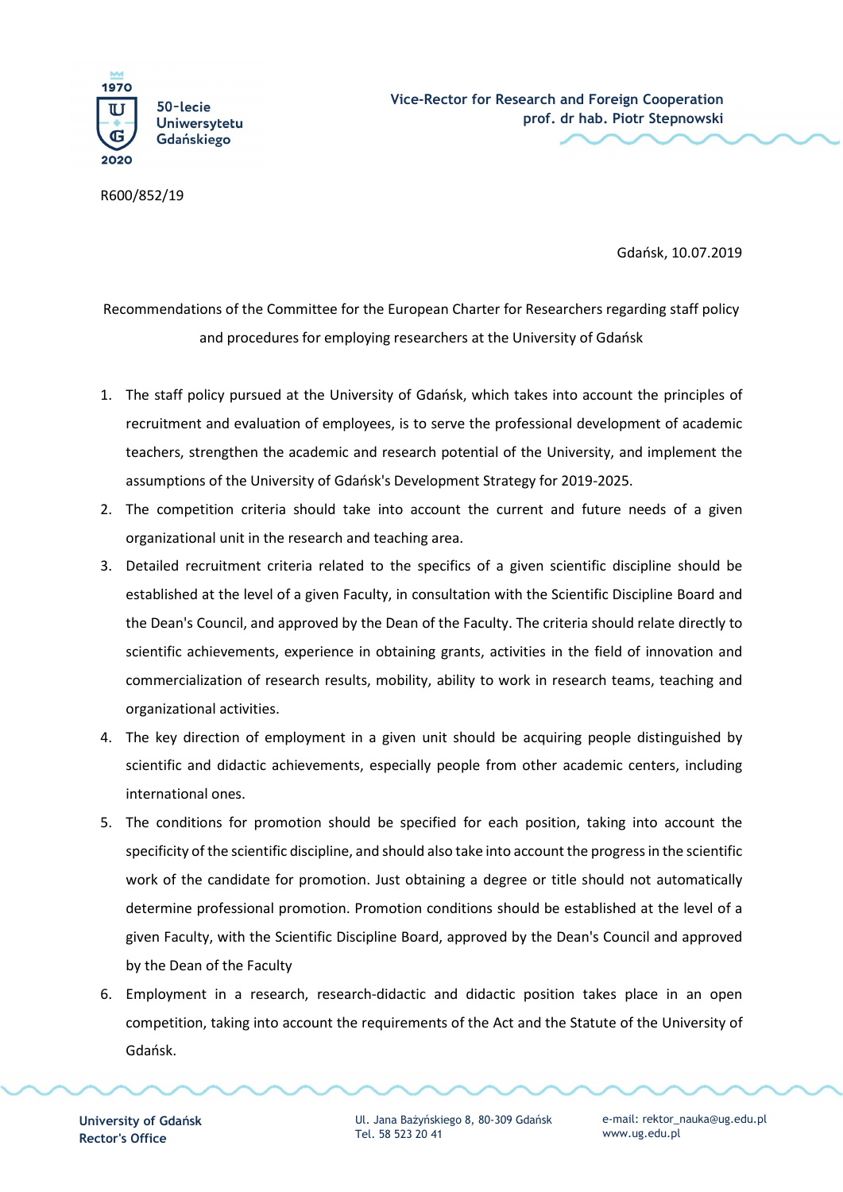Vice-Rector for Research and Foreign Cooperation
prof. dr hab. Piotr Stepnowski

R600/852/19

Gdańsk, 10.07.2019

Recommendations of the Committee for the European Charter for Researchers regarding staff policy and procedures for employing researchers at the University of Gdańsk

1. The staff policy pursued at the University of Gdańsk, which takes into account the principles of recruitment and evaluation of employees, is to serve the professional development of academic teachers, strengthen the academic and research potential of the University, and implement the assumptions of the University of Gdańsk's Development Strategy for 2019-2025.
2. The competition criteria should take into account the current and future needs of a given organizational unit in the research and teaching area.
3. Detailed recruitment criteria related to the specifics of a given scientific discipline should be established at the level of a given Faculty, in consultation with the Scientific Discipline Board and the Dean's Council, and approved by the Dean of the Faculty. The criteria should relate directly to scientific achievements, experience in obtaining grants, activities in the field of innovation and commercialization of research results, mobility, ability to work in research teams, teaching and organizational activities.
4. The key direction of employment in a given unit should be acquiring people distinguished by scientific and didactic achievements, especially people from other academic centers, including international ones.
5. The conditions for promotion should be specified for each position, taking into account the specificity of the scientific discipline, and should also take into account the progress in the scientific work of the candidate for promotion. Just obtaining a degree or title should not automatically determine professional promotion. Promotion conditions should be established at the level of a given Faculty, with the Scientific Discipline Board, approved by the Dean's Council and approved by the Dean of the Faculty
6. Employment in a research, research-didactic and didactic position takes place in an open competition, taking into account the requirements of the Act and the Statute of the University of Gdańsk.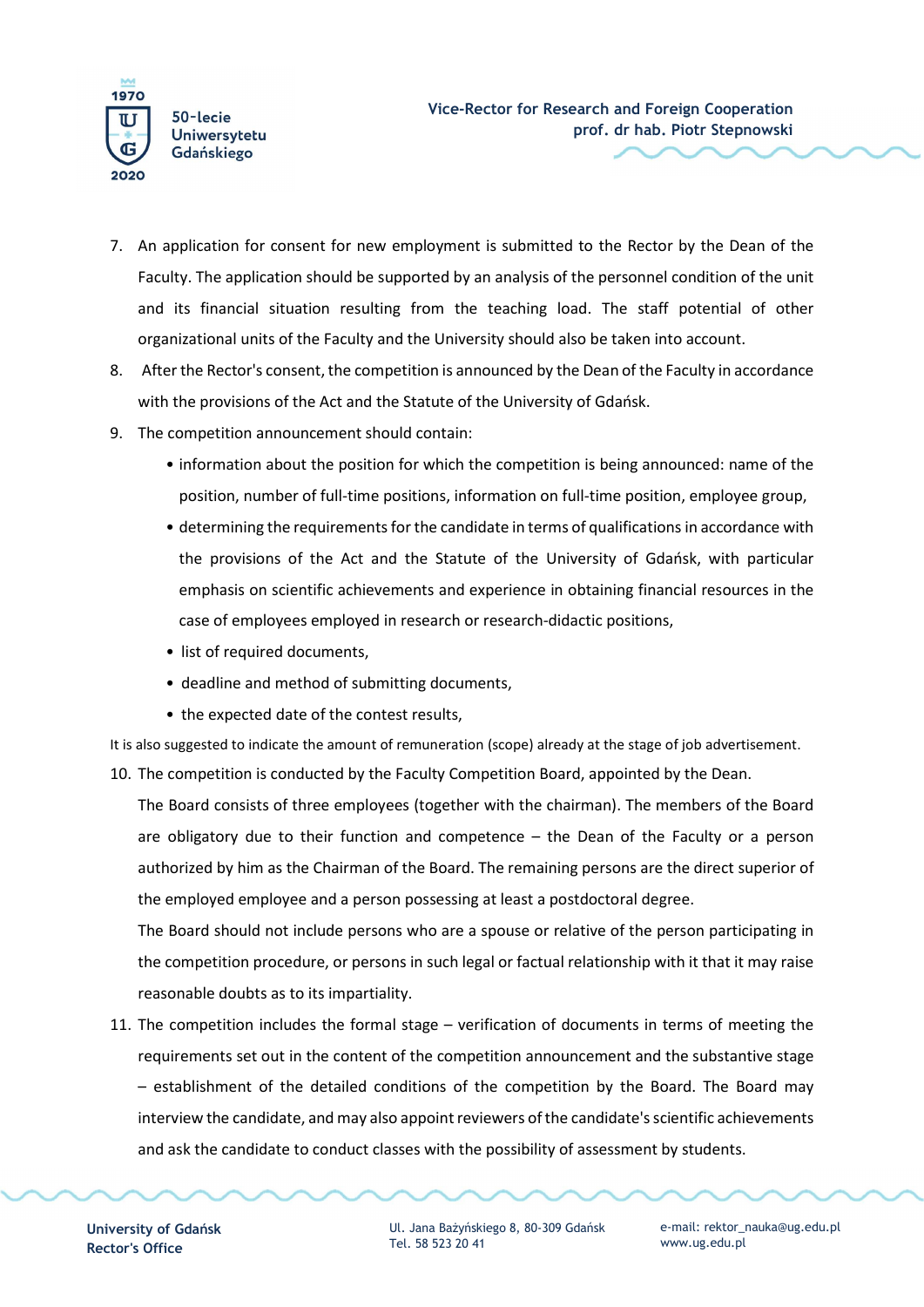7. An application for consent for new employment is submitted to the Rector by the Dean of the Faculty. The application should be supported by an analysis of the personnel condition of the unit and its financial situation resulting from the teaching load. The staff potential of other organizational units of the Faculty and the University should also be taken into account.
8. After the Rector's consent, the competition is announced by the Dean of the Faculty in accordance with the provisions of the Act and the Statute of the University of Gdańsk.
9. The competition announcement should contain:
   - information about the position for which the competition is being announced: name of the position, number of full-time positions, information on full-time position, employee group,
   - determining the requirements for the candidate in terms of qualifications in accordance with the provisions of the Act and the Statute of the University of Gdańsk, with particular emphasis on scientific achievements and experience in obtaining financial resources in the case of employees employed in research or research-didactic positions,
   - list of required documents,
   - deadline and method of submitting documents,
   - the expected date of the contest results,

It is also suggested to indicate the amount of remuneration (scope) already at the stage of job advertisement.

10. The competition is conducted by the Faculty Competition Board, appointed by the Dean.
    The Board consists of three employees (together with the chairman). The members of the Board are obligatory due to their function and competence – the Dean of the Faculty or a person authorized by him as the Chairman of the Board. The remaining persons are the direct superior of the employed employee and a person possessing at least a postdoctoral degree.
    The Board should not include persons who are a spouse or relative of the person participating in the competition procedure, or persons in such legal or factual relationship with it that it may raise reasonable doubts as to its impartiality.
11. The competition includes the formal stage – verification of documents in terms of meeting the requirements set out in the content of the competition announcement and the substantive stage – establishment of the detailed conditions of the competition by the Board. The Board may interview the candidate, and may also appoint reviewers of the candidate's scientific achievements and ask the candidate to conduct classes with the possibility of assessment by students.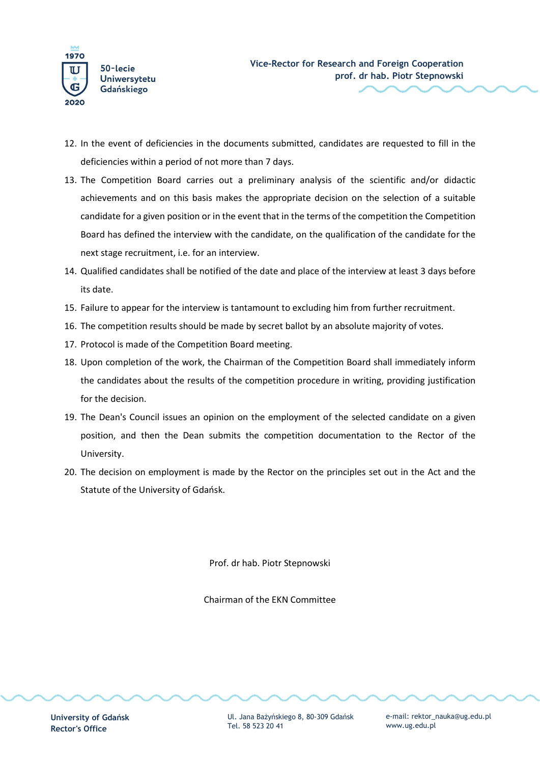12. In the event of deficiencies in the documents submitted, candidates are requested to fill in the deficiencies within a period of not more than 7 days.
13. The Competition Board carries out a preliminary analysis of the scientific and/or didactic achievements and on this basis makes the appropriate decision on the selection of a suitable candidate for a given position or in the event that in the terms of the competition the Competition Board has defined the interview with the candidate, on the qualification of the candidate for the next stage recruitment, i.e. for an interview.
14. Qualified candidates shall be notified of the date and place of the interview at least 3 days before its date.
15. Failure to appear for the interview is tantamount to excluding him from further recruitment.
16. The competition results should be made by secret ballot by an absolute majority of votes.
17. Protocol is made of the Competition Board meeting.
18. Upon completion of the work, the Chairman of the Competition Board shall immediately inform the candidates about the results of the competition procedure in writing, providing justification for the decision.
19. The Dean's Council issues an opinion on the employment of the selected candidate on a given position, and then the Dean submits the competition documentation to the Rector of the University.
20. The decision on employment is made by the Rector on the principles set out in the Act and the Statute of the University of Gdańsk.

Prof. dr hab. Piotr Stepnowski

Chairman of the EKN Committee